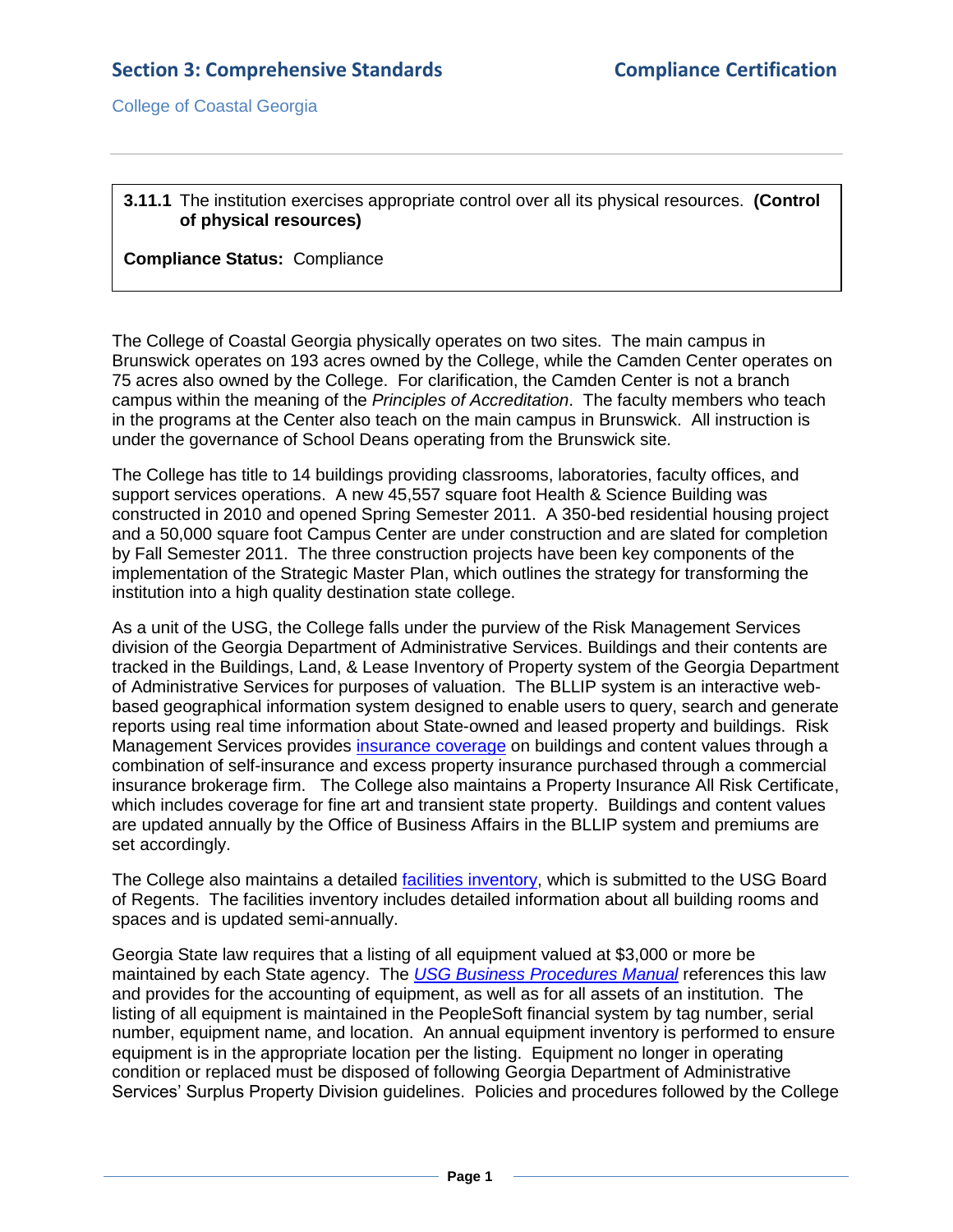**3.11.1** The institution exercises appropriate control over all its physical resources. **(Control of physical resources)**

**Compliance Status:** Compliance

The College of Coastal Georgia physically operates on two sites. The main campus in Brunswick operates on 193 acres owned by the College, while the Camden Center operates on 75 acres also owned by the College. For clarification, the Camden Center is not a branch campus within the meaning of the *Principles of Accreditation*. The faculty members who teach in the programs at the Center also teach on the main campus in Brunswick. All instruction is under the governance of School Deans operating from the Brunswick site.

The College has title to 14 buildings providing classrooms, laboratories, faculty offices, and support services operations. A new 45,557 square foot Health & Science Building was constructed in 2010 and opened Spring Semester 2011. A 350-bed residential housing project and a 50,000 square foot Campus Center are under construction and are slated for completion by Fall Semester 2011. The three construction projects have been key components of the implementation of the Strategic Master Plan, which outlines the strategy for transforming the institution into a high quality destination state college.

As a unit of the USG, the College falls under the purview of the Risk Management Services division of the Georgia Department of Administrative Services. Buildings and their contents are tracked in the Buildings, Land, & Lease Inventory of Property system of the Georgia Department of Administrative Services for purposes of valuation. The BLLIP system is an interactive web-based geographical information system designed to enable users to query, search and generate reports using real time information about State-owned and leased property and buildings. Risk Management Services provides insurance coverage on buildings and content values through a combination of self-insurance and excess property insurance purchased through a commercial insurance brokerage firm. The College also maintains a Property Insurance All Risk Certificate, which includes coverage for fine art and transient state property. Buildings and content values are updated annually by the Office of Business Affairs in the BLLIP system and premiums are set accordingly.

The College also maintains a detailed facilities inventory, which is submitted to the USG Board of Regents. The facilities inventory includes detailed information about all building rooms and spaces and is updated semi-annually.

Georgia State law requires that a listing of all equipment valued at $3,000 or more be maintained by each State agency. The *USG Business Procedures Manual* references this law and provides for the accounting of equipment, as well as for all assets of an institution. The listing of all equipment is maintained in the PeopleSoft financial system by tag number, serial number, equipment name, and location. An annual equipment inventory is performed to ensure equipment is in the appropriate location per the listing. Equipment no longer in operating condition or replaced must be disposed of following Georgia Department of Administrative Services' Surplus Property Division guidelines. Policies and procedures followed by the College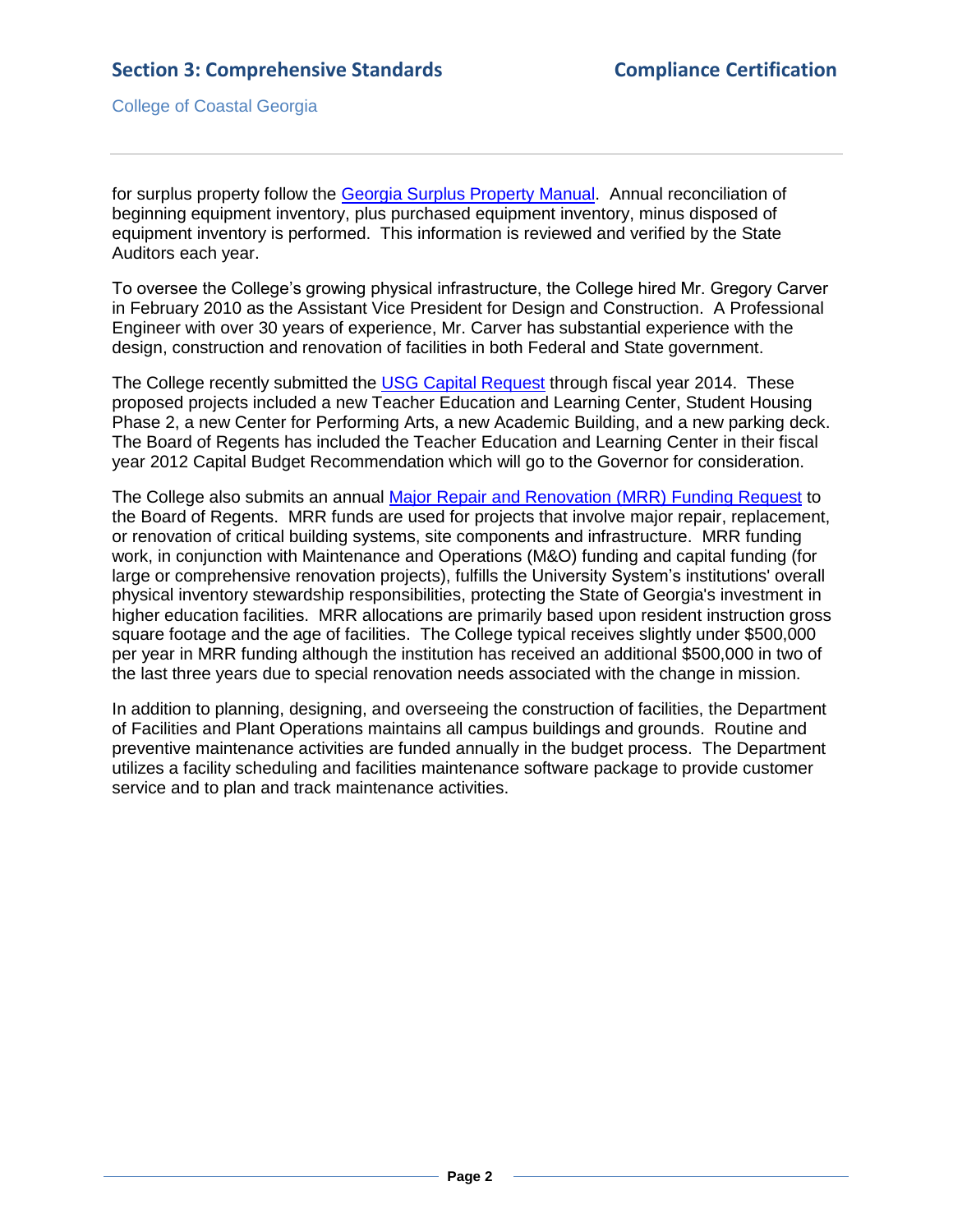for surplus property follow the [Georgia Surplus Property Manual]. Annual reconciliation of beginning equipment inventory, plus purchased equipment inventory, minus disposed of equipment inventory is performed. This information is reviewed and verified by the State Auditors each year.

To oversee the College's growing physical infrastructure, the College hired Mr. Gregory Carver in February 2010 as the Assistant Vice President for Design and Construction. A Professional Engineer with over 30 years of experience, Mr. Carver has substantial experience with the design, construction and renovation of facilities in both Federal and State government.

The College recently submitted the [USG Capital Request] through fiscal year 2014. These proposed projects included a new Teacher Education and Learning Center, Student Housing Phase 2, a new Center for Performing Arts, a new Academic Building, and a new parking deck. The Board of Regents has included the Teacher Education and Learning Center in their fiscal year 2012 Capital Budget Recommendation which will go to the Governor for consideration.

The College also submits an annual [Major Repair and Renovation (MRR) Funding Request] to the Board of Regents. MRR funds are used for projects that involve major repair, replacement, or renovation of critical building systems, site components and infrastructure. MRR funding work, in conjunction with Maintenance and Operations (M&O) funding and capital funding (for large or comprehensive renovation projects), fulfills the University System's institutions' overall physical inventory stewardship responsibilities, protecting the State of Georgia's investment in higher education facilities. MRR allocations are primarily based upon resident instruction gross square footage and the age of facilities. The College typical receives slightly under $500,000 per year in MRR funding although the institution has received an additional $500,000 in two of the last three years due to special renovation needs associated with the change in mission.

In addition to planning, designing, and overseeing the construction of facilities, the Department of Facilities and Plant Operations maintains all campus buildings and grounds. Routine and preventive maintenance activities are funded annually in the budget process. The Department utilizes a facility scheduling and facilities maintenance software package to provide customer service and to plan and track maintenance activities.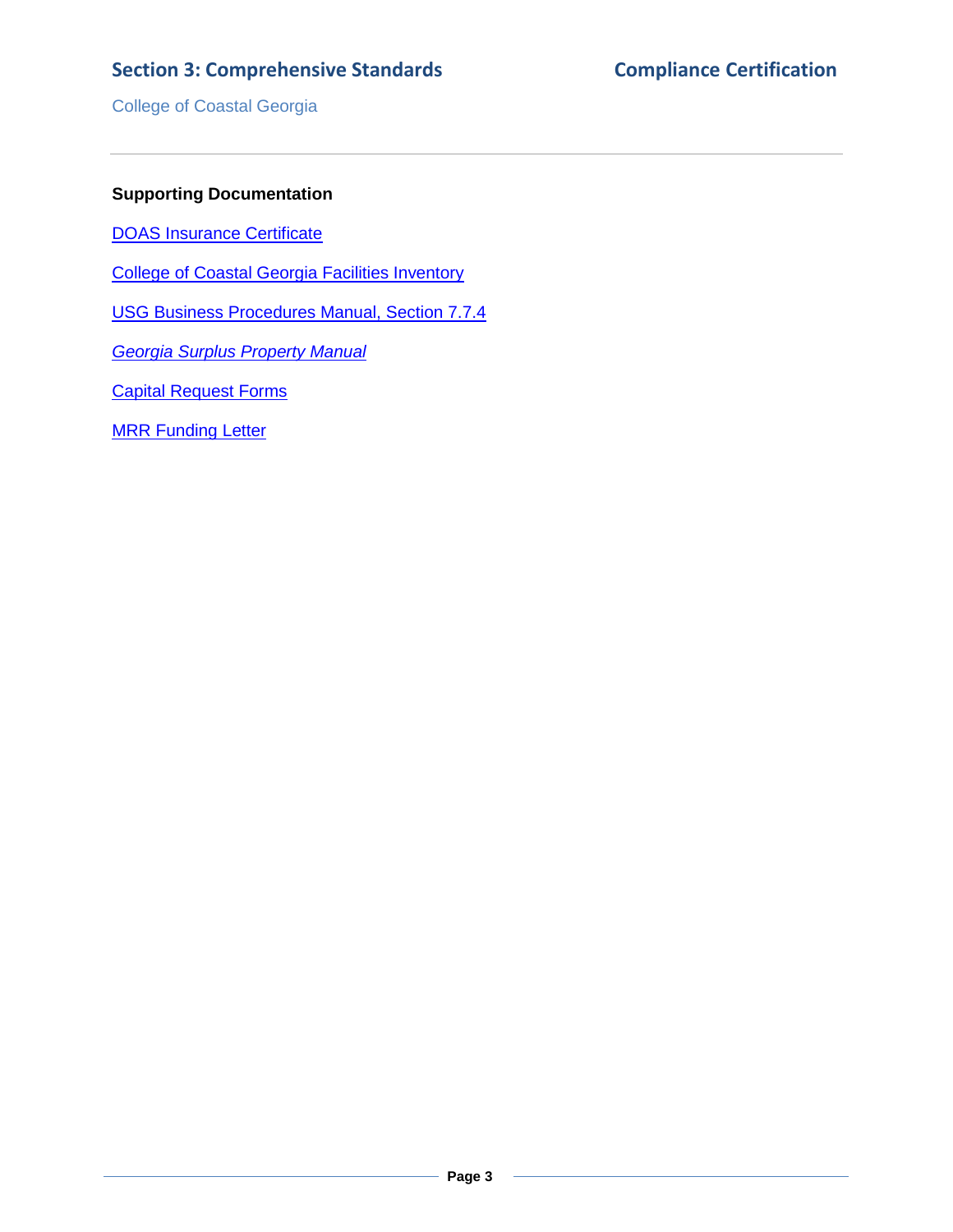**Supporting Documentation**

DOAS Insurance Certificate

College of Coastal Georgia Facilities Inventory

USG Business Procedures Manual, Section 7.7.4

*Georgia Surplus Property Manual*

Capital Request Forms

MRR Funding Letter